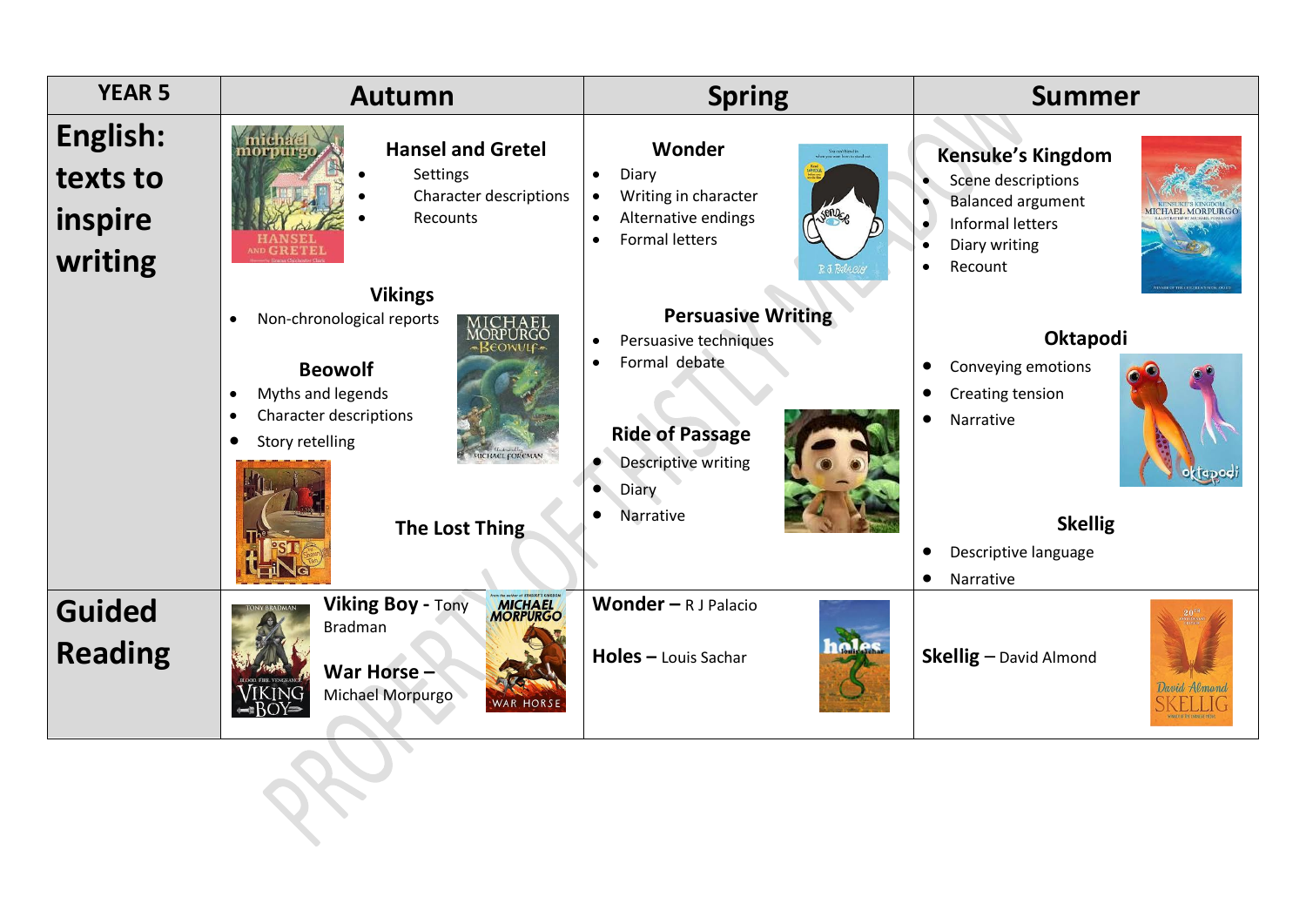| YEAR 5 | Autumn | Spring | Summer |
|---|---|---|---|
| **English: texts to inspire writing** | **Hansel and Gretel**<br>• Settings<br>• Character descriptions<br>• Recounts<br><br>**Vikings**<br>• Non-chronological reports<br><br>**Beowulf**<br>• Myths and legends<br>• Character descriptions<br>• Story retelling<br><br>**The Lost Thing** | **Wonder**<br>• Diary<br>• Writing in character<br>• Alternative endings<br>• Formal letters<br><br>**Persuasive Writing**<br>• Persuasive techniques<br>• Formal debate<br><br>**Ride of Passage**<br>• Descriptive writing<br>• Diary<br>• Narrative | **Kensuke's Kingdom**<br>• Scene descriptions<br>• Balanced argument<br>• Informal letters<br>• Diary writing<br>• Recount<br><br>**Oktapodi**<br>• Conveying emotions<br>• Creating tension<br>• Narrative<br><br>**Skellig**<br>• Descriptive language<br>• Narrative |
| **Guided Reading** | **Viking Boy** - Tony Bradman<br><br>**War Horse** – Michael Morpurgo | **Wonder** – R J Palacio<br><br>**Holes** – Louis Sachar | **Skellig** – David Almond |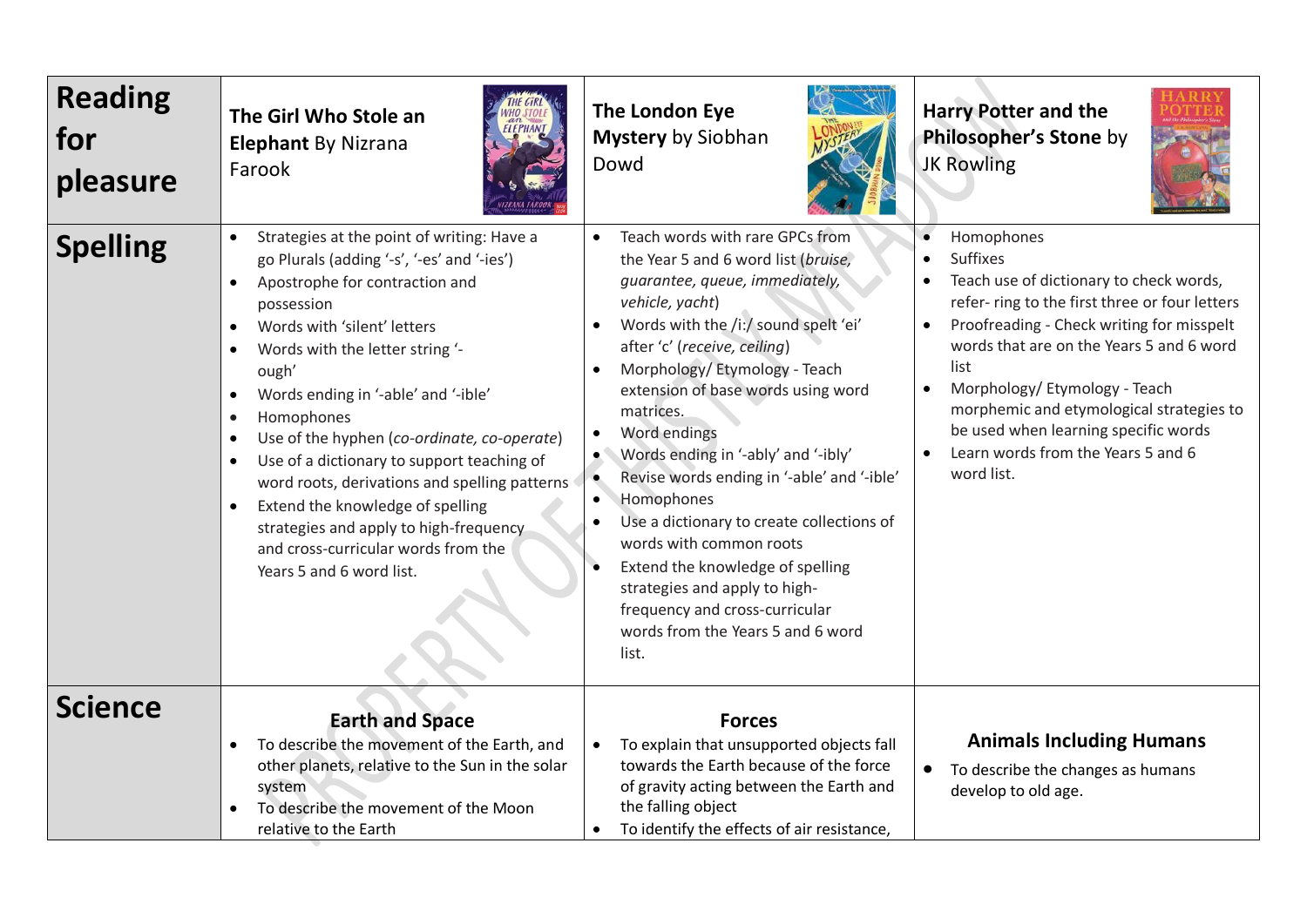| | | | |
|---|---|---|---|
| **Reading for pleasure** | **The Girl Who Stole an Elephant** By Nizrana Farook | **The London Eye Mystery** by Siobhan Dowd | **Harry Potter and the Philosopher's Stone** by JK Rowling |
| **Spelling** | • Strategies at the point of writing: Have a go Plurals (adding '-s', '-es' and '-ies')<br>• Apostrophe for contraction and possession<br>• Words with 'silent' letters<br>• Words with the letter string '-ough'<br>• Words ending in '-able' and '-ible'<br>• Homophones<br>• Use of the hyphen (*co-ordinate, co-operate*)<br>• Use of a dictionary to support teaching of word roots, derivations and spelling patterns<br>• Extend the knowledge of spelling strategies and apply to high-frequency and cross-curricular words from the Years 5 and 6 word list. | • Teach words with rare GPCs from the Year 5 and 6 word list (*bruise, guarantee, queue, immediately, vehicle, yacht*)<br>• Words with the /i:/ sound spelt 'ei' after 'c' (*receive, ceiling*)<br>• Morphology/ Etymology - Teach extension of base words using word matrices.<br>• Word endings<br>• Words ending in '-ably' and '-ibly'<br>• Revise words ending in '-able' and '-ible'<br>• Homophones<br>• Use a dictionary to create collections of words with common roots<br>• Extend the knowledge of spelling strategies and apply to high-frequency and cross-curricular words from the Years 5 and 6 word list. | • Homophones<br>• Suffixes<br>• Teach use of dictionary to check words, refer- ring to the first three or four letters<br>• Proofreading - Check writing for misspelt words that are on the Years 5 and 6 word list<br>• Morphology/ Etymology - Teach morphemic and etymological strategies to be used when learning specific words<br>• Learn words from the Years 5 and 6 word list. |
| **Science** | **Earth and Space**<br>• To describe the movement of the Earth, and other planets, relative to the Sun in the solar system<br>• To describe the movement of the Moon relative to the Earth | **Forces**<br>• To explain that unsupported objects fall towards the Earth because of the force of gravity acting between the Earth and the falling object<br>• To identify the effects of air resistance, | **Animals Including Humans**<br>• To describe the changes as humans develop to old age. |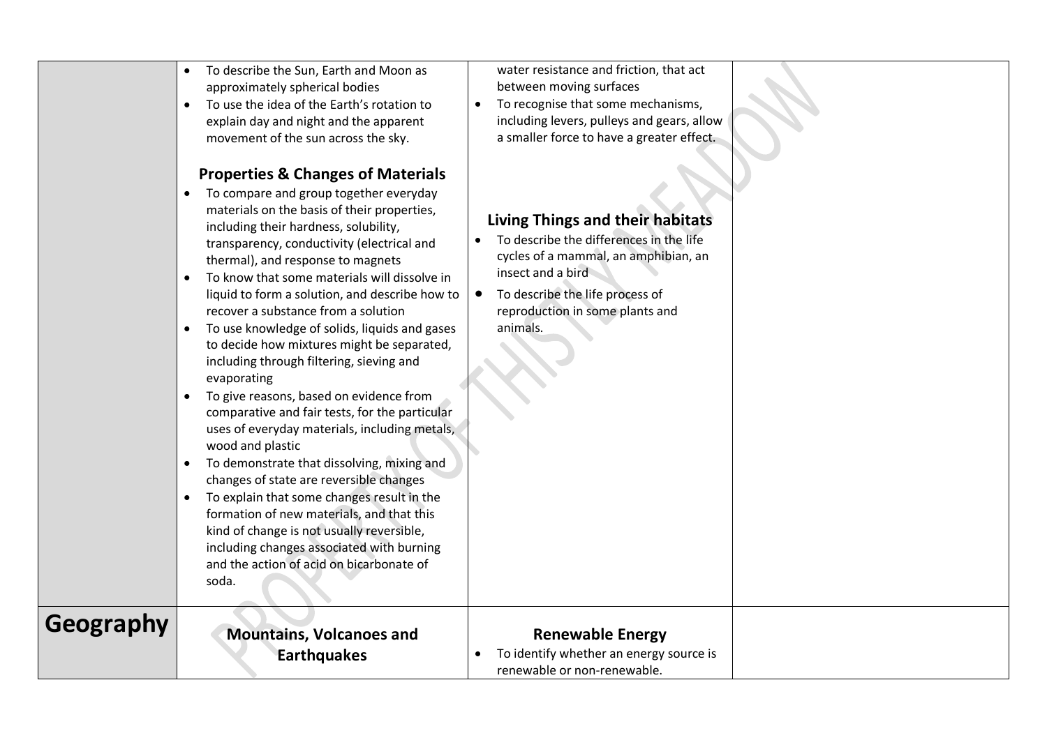| | | | |
|---|---|---|---|
| | • To describe the Sun, Earth and Moon as approximately spherical bodies<br>• To use the idea of the Earth's rotation to explain day and night and the apparent movement of the sun across the sky.<br><br>**Properties & Changes of Materials**<br>• To compare and group together everyday materials on the basis of their properties, including their hardness, solubility, transparency, conductivity (electrical and thermal), and response to magnets<br>• To know that some materials will dissolve in liquid to form a solution, and describe how to recover a substance from a solution<br>• To use knowledge of solids, liquids and gases to decide how mixtures might be separated, including through filtering, sieving and evaporating<br>• To give reasons, based on evidence from comparative and fair tests, for the particular uses of everyday materials, including metals, wood and plastic<br>• To demonstrate that dissolving, mixing and changes of state are reversible changes<br>• To explain that some changes result in the formation of new materials, and that this kind of change is not usually reversible, including changes associated with burning and the action of acid on bicarbonate of soda. | water resistance and friction, that act between moving surfaces<br>• To recognise that some mechanisms, including levers, pulleys and gears, allow a smaller force to have a greater effect.<br><br>**Living Things and their habitats**<br>• To describe the differences in the life cycles of a mammal, an amphibian, an insect and a bird<br>• To describe the life process of reproduction in some plants and animals. | |
| **Geography** | **Mountains, Volcanoes and Earthquakes** | **Renewable Energy**<br>• To identify whether an energy source is renewable or non-renewable. | |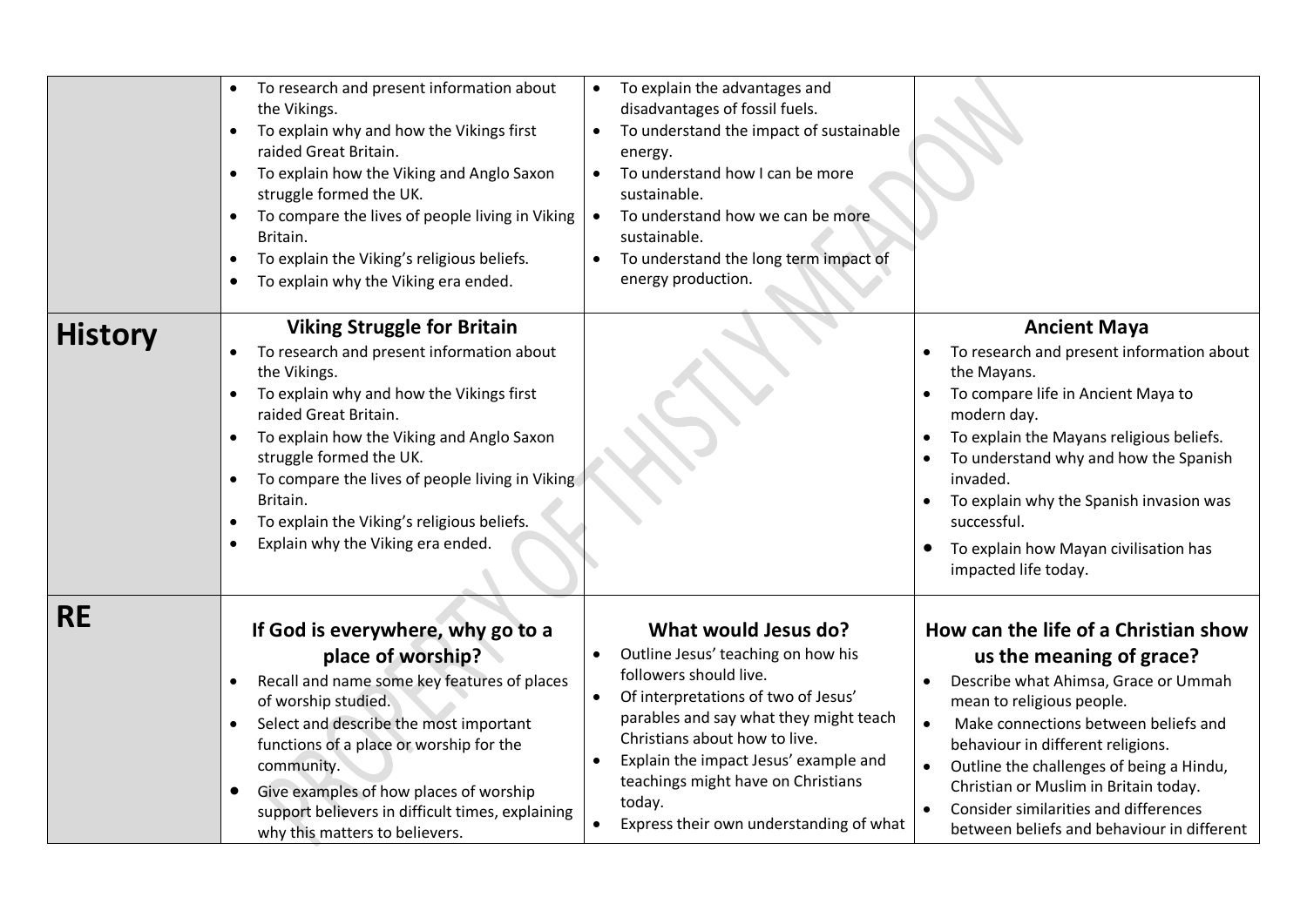|  |  |  |  |
|---|---|---|---|
|  | • To research and present information about the Vikings.<br>• To explain why and how the Vikings first raided Great Britain.<br>• To explain how the Viking and Anglo Saxon struggle formed the UK.<br>• To compare the lives of people living in Viking Britain.<br>• To explain the Viking's religious beliefs.<br>• To explain why the Viking era ended. | • To explain the advantages and disadvantages of fossil fuels.<br>• To understand the impact of sustainable energy.<br>• To understand how I can be more sustainable.<br>• To understand how we can be more sustainable.<br>• To understand the long term impact of energy production. |  |
| **History** | **Viking Struggle for Britain**<br>• To research and present information about the Vikings.<br>• To explain why and how the Vikings first raided Great Britain.<br>• To explain how the Viking and Anglo Saxon struggle formed the UK.<br>• To compare the lives of people living in Viking Britain.<br>• To explain the Viking's religious beliefs.<br>• Explain why the Viking era ended. |  | **Ancient Maya**<br>• To research and present information about the Mayans.<br>• To compare life in Ancient Maya to modern day.<br>• To explain the Mayans religious beliefs.<br>• To understand why and how the Spanish invaded.<br>• To explain why the Spanish invasion was successful.<br>• To explain how Mayan civilisation has impacted life today. |
| **RE** | **If God is everywhere, why go to a place of worship?**<br>• Recall and name some key features of places of worship studied.<br>• Select and describe the most important functions of a place or worship for the community.<br>• Give examples of how places of worship support believers in difficult times, explaining why this matters to believers. | **What would Jesus do?**<br>• Outline Jesus' teaching on how his followers should live.<br>• Of interpretations of two of Jesus' parables and say what they might teach Christians about how to live.<br>• Explain the impact Jesus' example and teachings might have on Christians today.<br>• Express their own understanding of what | **How can the life of a Christian show us the meaning of grace?**<br>• Describe what Ahimsa, Grace or Ummah mean to religious people.<br>• Make connections between beliefs and behaviour in different religions.<br>• Outline the challenges of being a Hindu, Christian or Muslim in Britain today.<br>• Consider similarities and differences between beliefs and behaviour in different |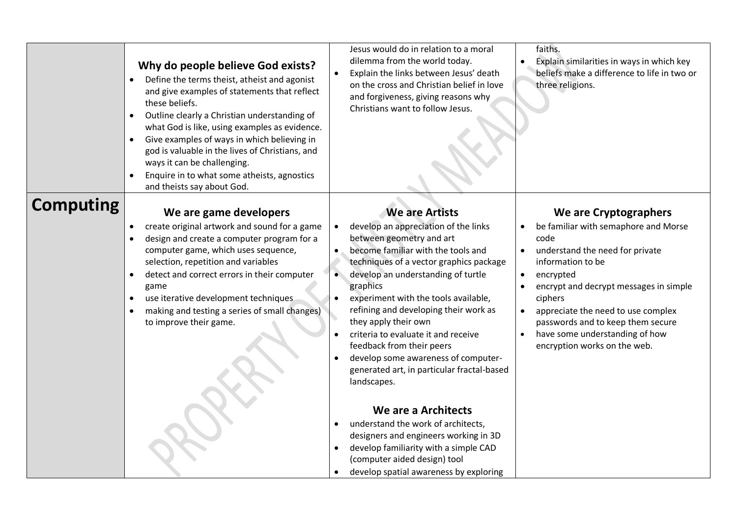| | | | |
|---|---|---|---|
| | **Why do people believe God exists?**<br>• Define the terms theist, atheist and agonist and give examples of statements that reflect these beliefs.<br>• Outline clearly a Christian understanding of what God is like, using examples as evidence.<br>• Give examples of ways in which believing in god is valuable in the lives of Christians, and ways it can be challenging.<br>• Enquire in to what some atheists, agnostics and theists say about God. | Jesus would do in relation to a moral dilemma from the world today.<br>• Explain the links between Jesus' death on the cross and Christian belief in love and forgiveness, giving reasons why Christians want to follow Jesus. | faiths.<br>• Explain similarities in ways in which key beliefs make a difference to life in two or three religions. |
| **Computing** | **We are game developers**<br>• create original artwork and sound for a game<br>• design and create a computer program for a computer game, which uses sequence, selection, repetition and variables<br>• detect and correct errors in their computer game<br>• use iterative development techniques<br>• making and testing a series of small changes) to improve their game. | **We are Artists**<br>• develop an appreciation of the links between geometry and art<br>• become familiar with the tools and techniques of a vector graphics package<br>• develop an understanding of turtle graphics<br>• experiment with the tools available, refining and developing their work as they apply their own<br>• criteria to evaluate it and receive feedback from their peers<br>• develop some awareness of computer-generated art, in particular fractal-based landscapes.<br><br>**We are a Architects**<br>• understand the work of architects, designers and engineers working in 3D<br>• develop familiarity with a simple CAD (computer aided design) tool<br>• develop spatial awareness by exploring | **We are Cryptographers**<br>• be familiar with semaphore and Morse code<br>• understand the need for private information to be<br>• encrypted<br>• encrypt and decrypt messages in simple ciphers<br>• appreciate the need to use complex passwords and to keep them secure<br>• have some understanding of how encryption works on the web. |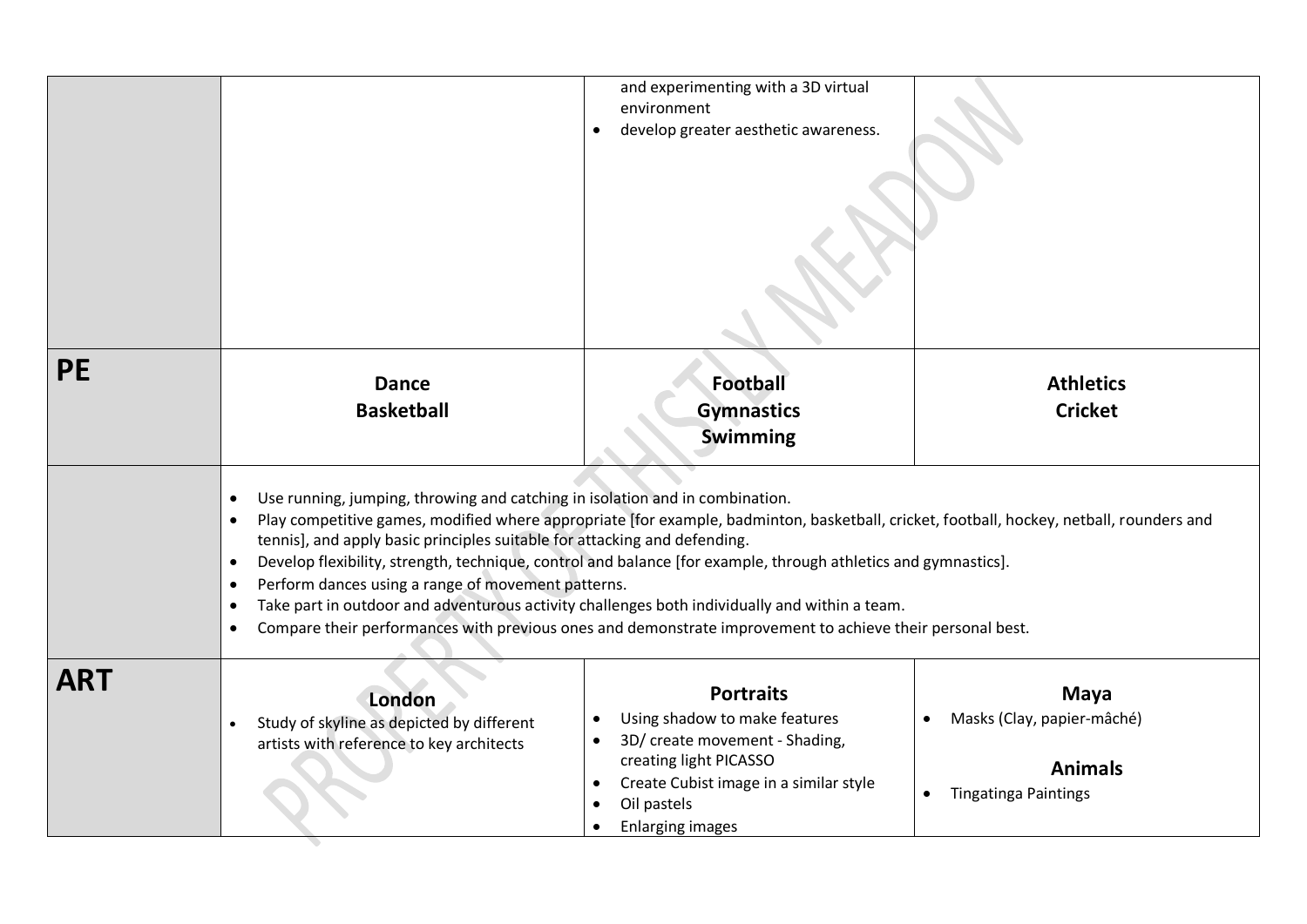| | | | |
|---|---|---|---|
| | | and experimenting with a 3D virtual environment<br>• develop greater aesthetic awareness. | |
| **PE** | **Dance**<br>**Basketball** | **Football**<br>**Gymnastics**<br>**Swimming** | **Athletics**<br>**Cricket** |
| | • Use running, jumping, throwing and catching in isolation and in combination.<br>• Play competitive games, modified where appropriate [for example, badminton, basketball, cricket, football, hockey, netball, rounders and tennis], and apply basic principles suitable for attacking and defending.<br>• Develop flexibility, strength, technique, control and balance [for example, through athletics and gymnastics].<br>• Perform dances using a range of movement patterns.<br>• Take part in outdoor and adventurous activity challenges both individually and within a team.<br>• Compare their performances with previous ones and demonstrate improvement to achieve their personal best. | | |
| **ART** | **London**<br>• Study of skyline as depicted by different artists with reference to key architects | **Portraits**<br>• Using shadow to make features<br>• 3D/ create movement - Shading, creating light PICASSO<br>• Create Cubist image in a similar style<br>• Oil pastels<br>• Enlarging images | **Maya**<br>• Masks (Clay, papier-mâché)<br><br>**Animals**<br>• Tingatinga Paintings |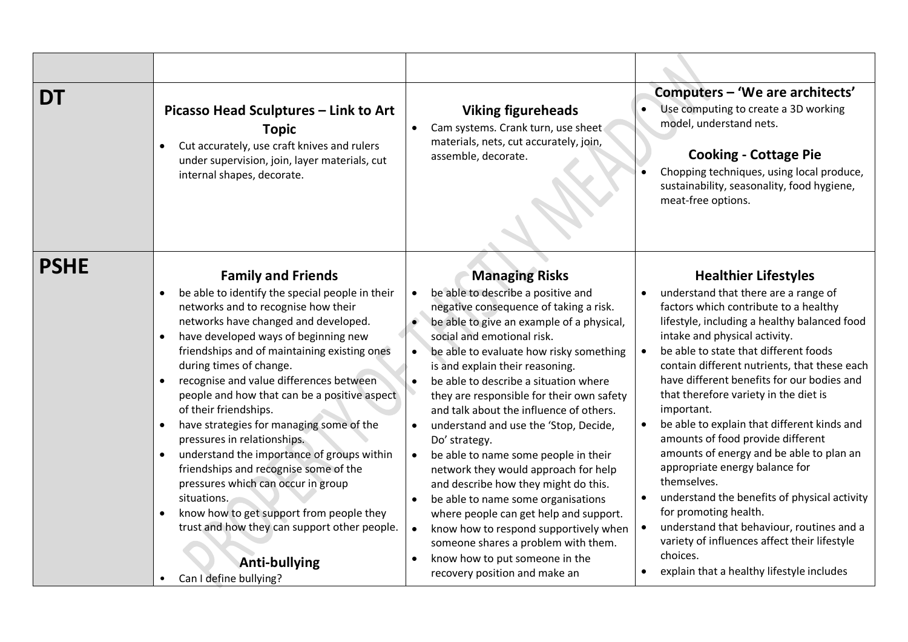| | | | |
|---|---|---|---|
| **DT** | **Picasso Head Sculptures – Link to Art Topic**<br>• Cut accurately, use craft knives and rulers under supervision, join, layer materials, cut internal shapes, decorate. | **Viking figureheads**<br>• Cam systems. Crank turn, use sheet materials, nets, cut accurately, join, assemble, decorate. | **Computers – 'We are architects'**<br>• Use computing to create a 3D working model, understand nets.<br><br>**Cooking - Cottage Pie**<br>• Chopping techniques, using local produce, sustainability, seasonality, food hygiene, meat-free options. |
| **PSHE** | **Family and Friends**<br>• be able to identify the special people in their networks and to recognise how their networks have changed and developed.<br>• have developed ways of beginning new friendships and of maintaining existing ones during times of change.<br>• recognise and value differences between people and how that can be a positive aspect of their friendships.<br>• have strategies for managing some of the pressures in relationships.<br>• understand the importance of groups within friendships and recognise some of the pressures which can occur in group situations.<br>• know how to get support from people they trust and how they can support other people.<br><br>**Anti-bullying**<br>• Can I define bullying? | **Managing Risks**<br>• be able to describe a positive and negative consequence of taking a risk.<br>• be able to give an example of a physical, social and emotional risk.<br>• be able to evaluate how risky something is and explain their reasoning.<br>• be able to describe a situation where they are responsible for their own safety and talk about the influence of others.<br>• understand and use the 'Stop, Decide, Do' strategy.<br>• be able to name some people in their network they would approach for help and describe how they might do this.<br>• be able to name some organisations where people can get help and support.<br>• know how to respond supportively when someone shares a problem with them.<br>• know how to put someone in the recovery position and make an | **Healthier Lifestyles**<br>• understand that there are a range of factors which contribute to a healthy lifestyle, including a healthy balanced food intake and physical activity.<br>• be able to state that different foods contain different nutrients, that these each have different benefits for our bodies and that therefore variety in the diet is important.<br>• be able to explain that different kinds and amounts of food provide different amounts of energy and be able to plan an appropriate energy balance for themselves.<br>• understand the benefits of physical activity for promoting health.<br>• understand that behaviour, routines and a variety of influences affect their lifestyle choices.<br>• explain that a healthy lifestyle includes |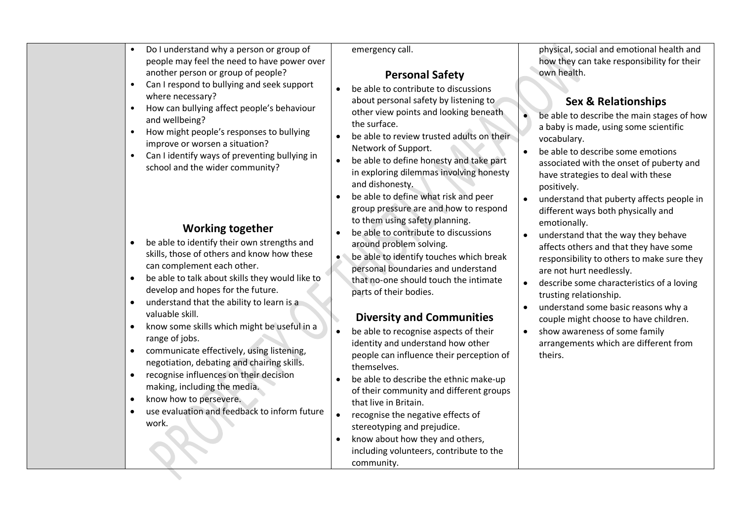| | | | |
|---|---|---|---|
| | • Do I understand why a person or group of people may feel the need to have power over another person or group of people?<br>• Can I respond to bullying and seek support where necessary?<br>• How can bullying affect people's behaviour and wellbeing?<br>• How might people's responses to bullying improve or worsen a situation?<br>• Can I identify ways of preventing bullying in school and the wider community?<br><br>**Working together**<br>• be able to identify their own strengths and skills, those of others and know how these can complement each other.<br>• be able to talk about skills they would like to develop and hopes for the future.<br>• understand that the ability to learn is a valuable skill.<br>• know some skills which might be useful in a range of jobs.<br>• communicate effectively, using listening, negotiation, debating and chairing skills.<br>• recognise influences on their decision making, including the media.<br>• know how to persevere.<br>• use evaluation and feedback to inform future work. | emergency call.<br><br>**Personal Safety**<br>• be able to contribute to discussions about personal safety by listening to other view points and looking beneath the surface.<br>• be able to review trusted adults on their Network of Support.<br>• be able to define honesty and take part in exploring dilemmas involving honesty and dishonesty.<br>• be able to define what risk and peer group pressure are and how to respond to them using safety planning.<br>• be able to contribute to discussions around problem solving.<br>• be able to identify touches which break personal boundaries and understand that no-one should touch the intimate parts of their bodies.<br><br>**Diversity and Communities**<br>• be able to recognise aspects of their identity and understand how other people can influence their perception of themselves.<br>• be able to describe the ethnic make-up of their community and different groups that live in Britain.<br>• recognise the negative effects of stereotyping and prejudice.<br>• know about how they and others, including volunteers, contribute to the community. | physical, social and emotional health and how they can take responsibility for their own health.<br><br>**Sex & Relationships**<br>• be able to describe the main stages of how a baby is made, using some scientific vocabulary.<br>• be able to describe some emotions associated with the onset of puberty and have strategies to deal with these positively.<br>• understand that puberty affects people in different ways both physically and emotionally.<br>• understand that the way they behave affects others and that they have some responsibility to others to make sure they are not hurt needlessly.<br>• describe some characteristics of a loving trusting relationship.<br>• understand some basic reasons why a couple might choose to have children.<br>• show awareness of some family arrangements which are different from theirs. |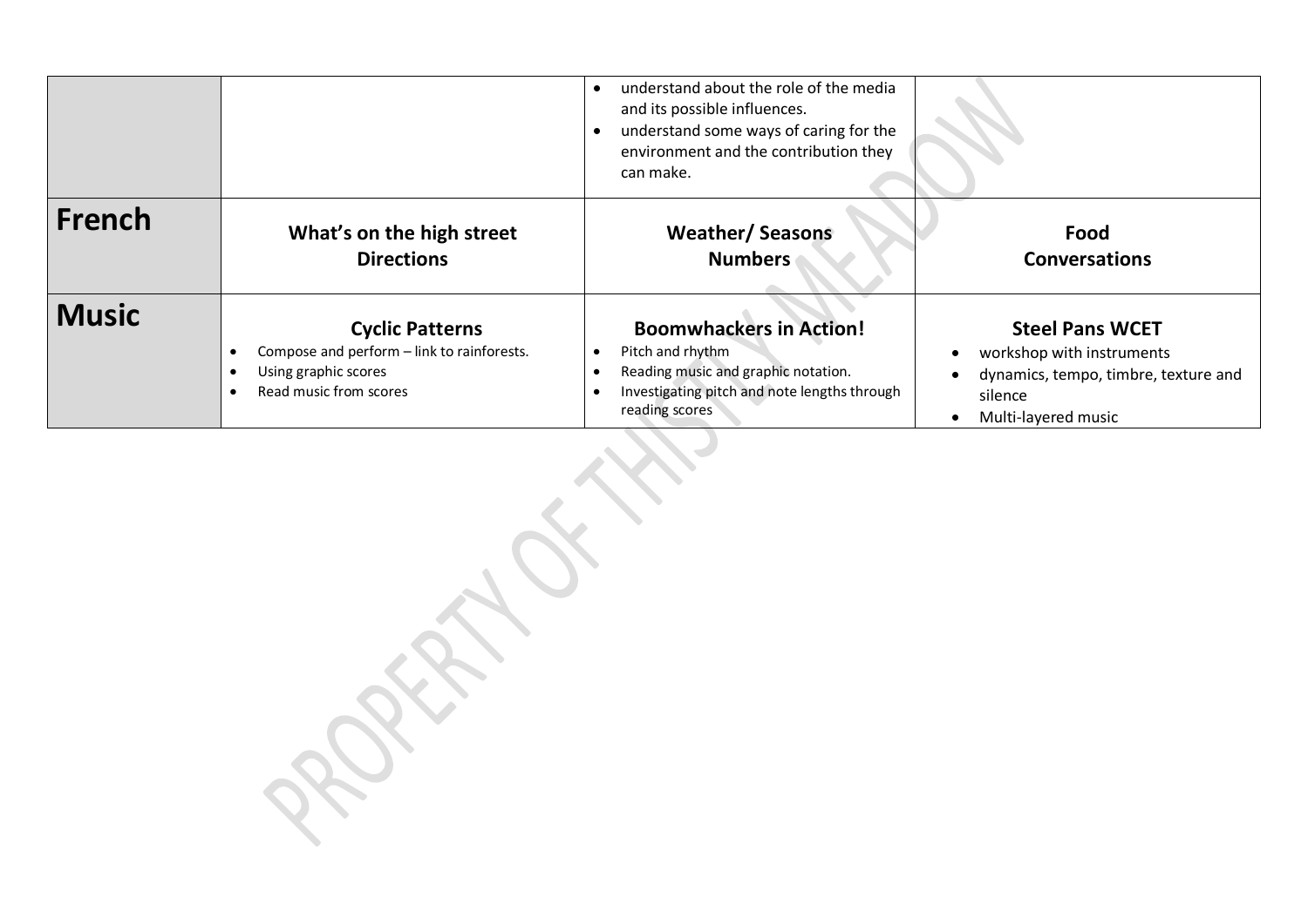| | | | |
|---|---|---|---|
| | | • understand about the role of the media and its possible influences.<br>• understand some ways of caring for the environment and the contribution they can make. | |
| **French** | **What's on the high street**<br>**Directions** | **Weather/ Seasons**<br>**Numbers** | **Food**<br>**Conversations** |
| **Music** | **Cyclic Patterns**<br>• Compose and perform – link to rainforests.<br>• Using graphic scores<br>• Read music from scores | **Boomwhackers in Action!**<br>• Pitch and rhythm<br>• Reading music and graphic notation.<br>• Investigating pitch and note lengths through reading scores | **Steel Pans WCET**<br>• workshop with instruments<br>• dynamics, tempo, timbre, texture and silence<br>• Multi-layered music |